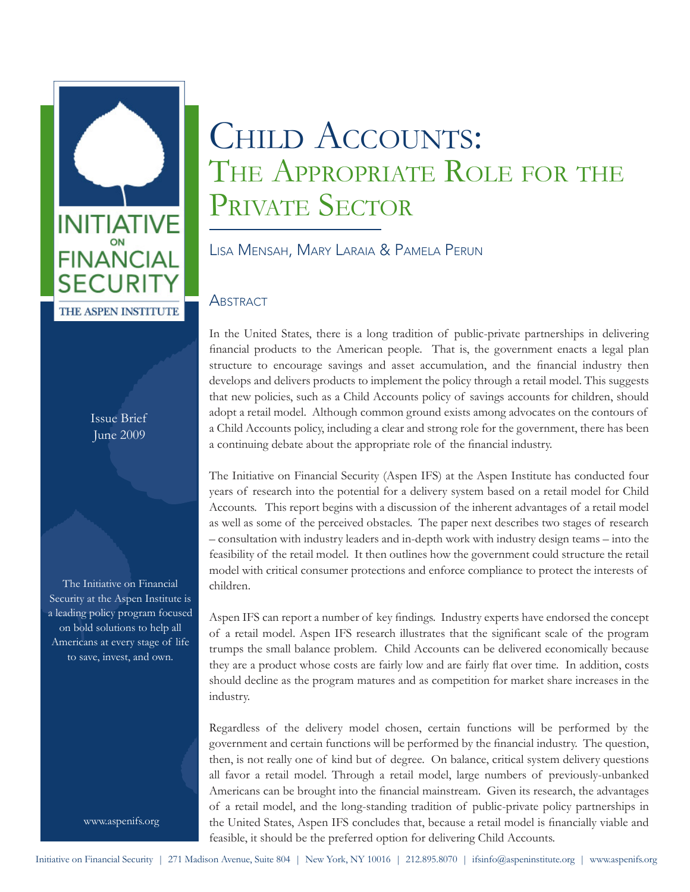INITIATIVE ON FINANCIAL SECURITY

THE ASPEN INSTITUTE

Issue Brief
June 2009

The Initiative on Financial Security at the Aspen Institute is a leading policy program focused on bold solutions to help all Americans at every stage of life to save, invest, and own.

www.aspenifs.org

# Child Accounts: The Appropriate Role for the Private Sector

Lisa Mensah, Mary Laraia & Pamela Perun

## Abstract

In the United States, there is a long tradition of public-private partnerships in delivering financial products to the American people. That is, the government enacts a legal plan structure to encourage savings and asset accumulation, and the financial industry then develops and delivers products to implement the policy through a retail model. This suggests that new policies, such as a Child Accounts policy of savings accounts for children, should adopt a retail model. Although common ground exists among advocates on the contours of a Child Accounts policy, including a clear and strong role for the government, there has been a continuing debate about the appropriate role of the financial industry.

The Initiative on Financial Security (Aspen IFS) at the Aspen Institute has conducted four years of research into the potential for a delivery system based on a retail model for Child Accounts. This report begins with a discussion of the inherent advantages of a retail model as well as some of the perceived obstacles. The paper next describes two stages of research – consultation with industry leaders and in-depth work with industry design teams – into the feasibility of the retail model. It then outlines how the government could structure the retail model with critical consumer protections and enforce compliance to protect the interests of children.

Aspen IFS can report a number of key findings. Industry experts have endorsed the concept of a retail model. Aspen IFS research illustrates that the significant scale of the program trumps the small balance problem. Child Accounts can be delivered economically because they are a product whose costs are fairly low and are fairly flat over time. In addition, costs should decline as the program matures and as competition for market share increases in the industry.

Regardless of the delivery model chosen, certain functions will be performed by the government and certain functions will be performed by the financial industry. The question, then, is not really one of kind but of degree. On balance, critical system delivery questions all favor a retail model. Through a retail model, large numbers of previously-unbanked Americans can be brought into the financial mainstream. Given its research, the advantages of a retail model, and the long-standing tradition of public-private policy partnerships in the United States, Aspen IFS concludes that, because a retail model is financially viable and feasible, it should be the preferred option for delivering Child Accounts.

Initiative on Financial Security | 271 Madison Avenue, Suite 804 | New York, NY 10016 | 212.895.8070 | ifsinfo@aspeninstitute.org | www.aspenifs.org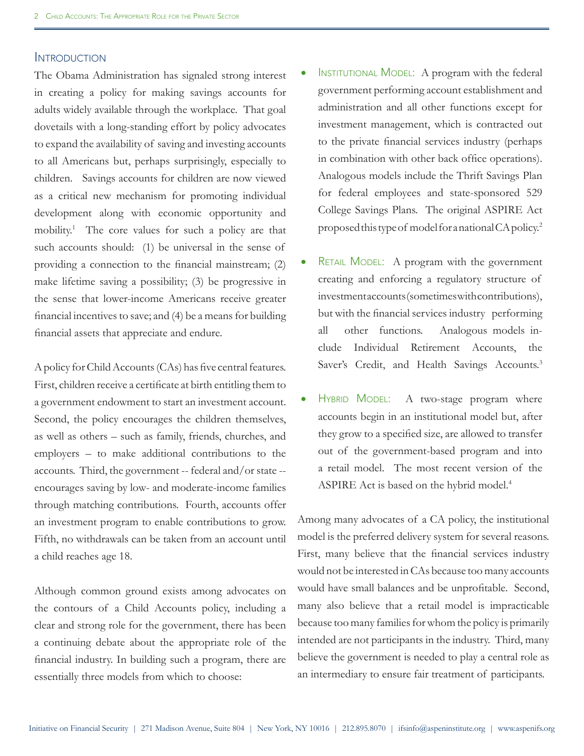## Introduction

The Obama Administration has signaled strong interest in creating a policy for making savings accounts for adults widely available through the workplace. That goal dovetails with a long-standing effort by policy advocates to expand the availability of saving and investing accounts to all Americans but, perhaps surprisingly, especially to children. Savings accounts for children are now viewed as a critical new mechanism for promoting individual development along with economic opportunity and mobility.[1] The core values for such a policy are that such accounts should: (1) be universal in the sense of providing a connection to the financial mainstream; (2) make lifetime saving a possibility; (3) be progressive in the sense that lower-income Americans receive greater financial incentives to save; and (4) be a means for building financial assets that appreciate and endure.

A policy for Child Accounts (CAs) has five central features. First, children receive a certificate at birth entitling them to a government endowment to start an investment account. Second, the policy encourages the children themselves, as well as others – such as family, friends, churches, and employers – to make additional contributions to the accounts. Third, the government -- federal and/or state -- encourages saving by low- and moderate-income families through matching contributions. Fourth, accounts offer an investment program to enable contributions to grow. Fifth, no withdrawals can be taken from an account until a child reaches age 18.

Although common ground exists among advocates on the contours of a Child Accounts policy, including a clear and strong role for the government, there has been a continuing debate about the appropriate role of the financial industry. In building such a program, there are essentially three models from which to choose:

- Institutional Model: A program with the federal government performing account establishment and administration and all other functions except for investment management, which is contracted out to the private financial services industry (perhaps in combination with other back office operations). Analogous models include the Thrift Savings Plan for federal employees and state-sponsored 529 College Savings Plans. The original ASPIRE Act proposed this type of model for a national CA policy.[2]

- Retail Model: A program with the government creating and enforcing a regulatory structure of investment accounts (sometimes with contributions), but with the financial services industry performing all other functions. Analogous models include Individual Retirement Accounts, the Saver's Credit, and Health Savings Accounts.[3]

- Hybrid Model: A two-stage program where accounts begin in an institutional model but, after they grow to a specified size, are allowed to transfer out of the government-based program and into a retail model. The most recent version of the ASPIRE Act is based on the hybrid model.[4]

Among many advocates of a CA policy, the institutional model is the preferred delivery system for several reasons. First, many believe that the financial services industry would not be interested in CAs because too many accounts would have small balances and be unprofitable. Second, many also believe that a retail model is impracticable because too many families for whom the policy is primarily intended are not participants in the industry. Third, many believe the government is needed to play a central role as an intermediary to ensure fair treatment of participants.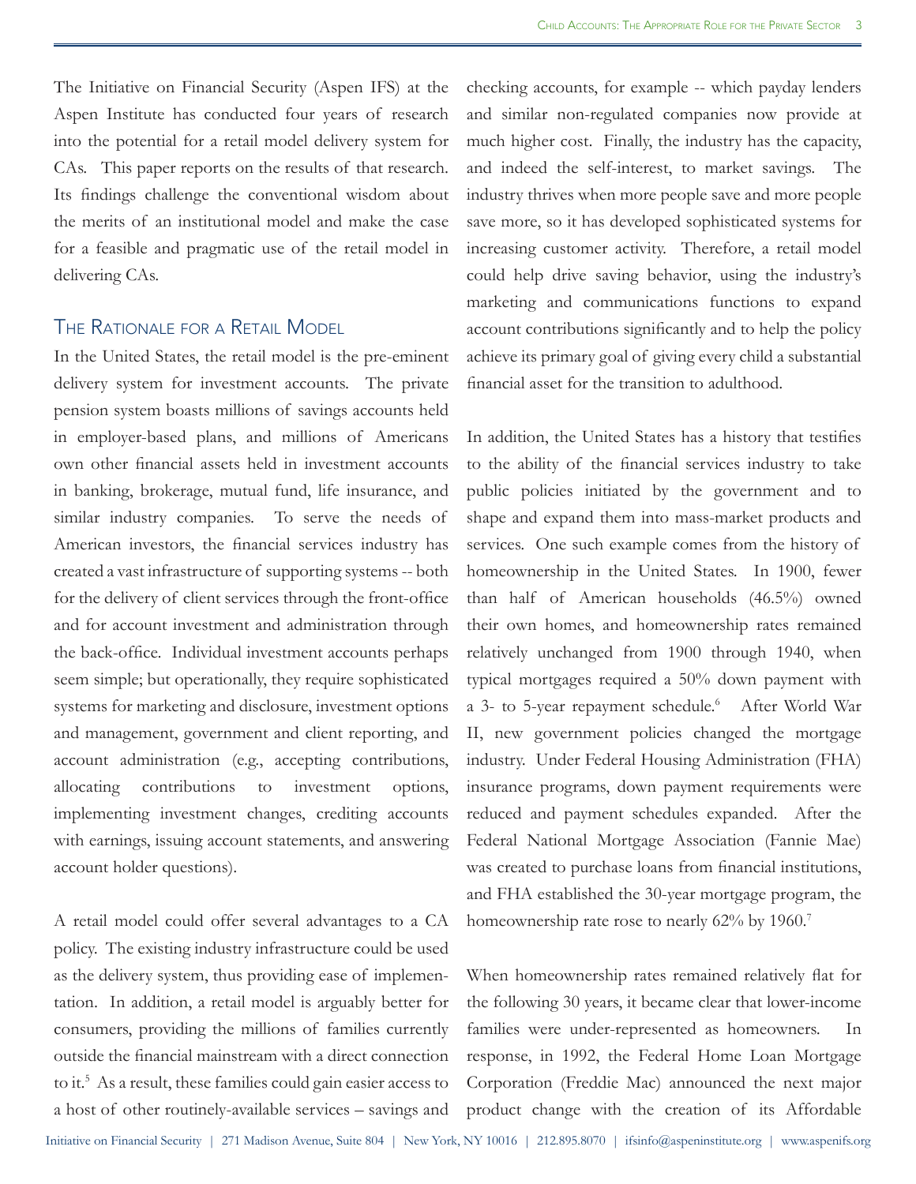The Initiative on Financial Security (Aspen IFS) at the Aspen Institute has conducted four years of research into the potential for a retail model delivery system for CAs. This paper reports on the results of that research. Its findings challenge the conventional wisdom about the merits of an institutional model and make the case for a feasible and pragmatic use of the retail model in delivering CAs.

## The Rationale for a Retail Model

In the United States, the retail model is the pre-eminent delivery system for investment accounts. The private pension system boasts millions of savings accounts held in employer-based plans, and millions of Americans own other financial assets held in investment accounts in banking, brokerage, mutual fund, life insurance, and similar industry companies. To serve the needs of American investors, the financial services industry has created a vast infrastructure of supporting systems -- both for the delivery of client services through the front-office and for account investment and administration through the back-office. Individual investment accounts perhaps seem simple; but operationally, they require sophisticated systems for marketing and disclosure, investment options and management, government and client reporting, and account administration (e.g., accepting contributions, allocating contributions to investment options, implementing investment changes, crediting accounts with earnings, issuing account statements, and answering account holder questions).

A retail model could offer several advantages to a CA policy. The existing industry infrastructure could be used as the delivery system, thus providing ease of implementation. In addition, a retail model is arguably better for consumers, providing the millions of families currently outside the financial mainstream with a direct connection to it.[5] As a result, these families could gain easier access to a host of other routinely-available services – savings and checking accounts, for example -- which payday lenders and similar non-regulated companies now provide at much higher cost. Finally, the industry has the capacity, and indeed the self-interest, to market savings. The industry thrives when more people save and more people save more, so it has developed sophisticated systems for increasing customer activity. Therefore, a retail model could help drive saving behavior, using the industry's marketing and communications functions to expand account contributions significantly and to help the policy achieve its primary goal of giving every child a substantial financial asset for the transition to adulthood.

In addition, the United States has a history that testifies to the ability of the financial services industry to take public policies initiated by the government and to shape and expand them into mass-market products and services. One such example comes from the history of homeownership in the United States. In 1900, fewer than half of American households (46.5%) owned their own homes, and homeownership rates remained relatively unchanged from 1900 through 1940, when typical mortgages required a 50% down payment with a 3- to 5-year repayment schedule.[6] After World War II, new government policies changed the mortgage industry. Under Federal Housing Administration (FHA) insurance programs, down payment requirements were reduced and payment schedules expanded. After the Federal National Mortgage Association (Fannie Mae) was created to purchase loans from financial institutions, and FHA established the 30-year mortgage program, the homeownership rate rose to nearly 62% by 1960.[7]

When homeownership rates remained relatively flat for the following 30 years, it became clear that lower-income families were under-represented as homeowners. In response, in 1992, the Federal Home Loan Mortgage Corporation (Freddie Mac) announced the next major product change with the creation of its Affordable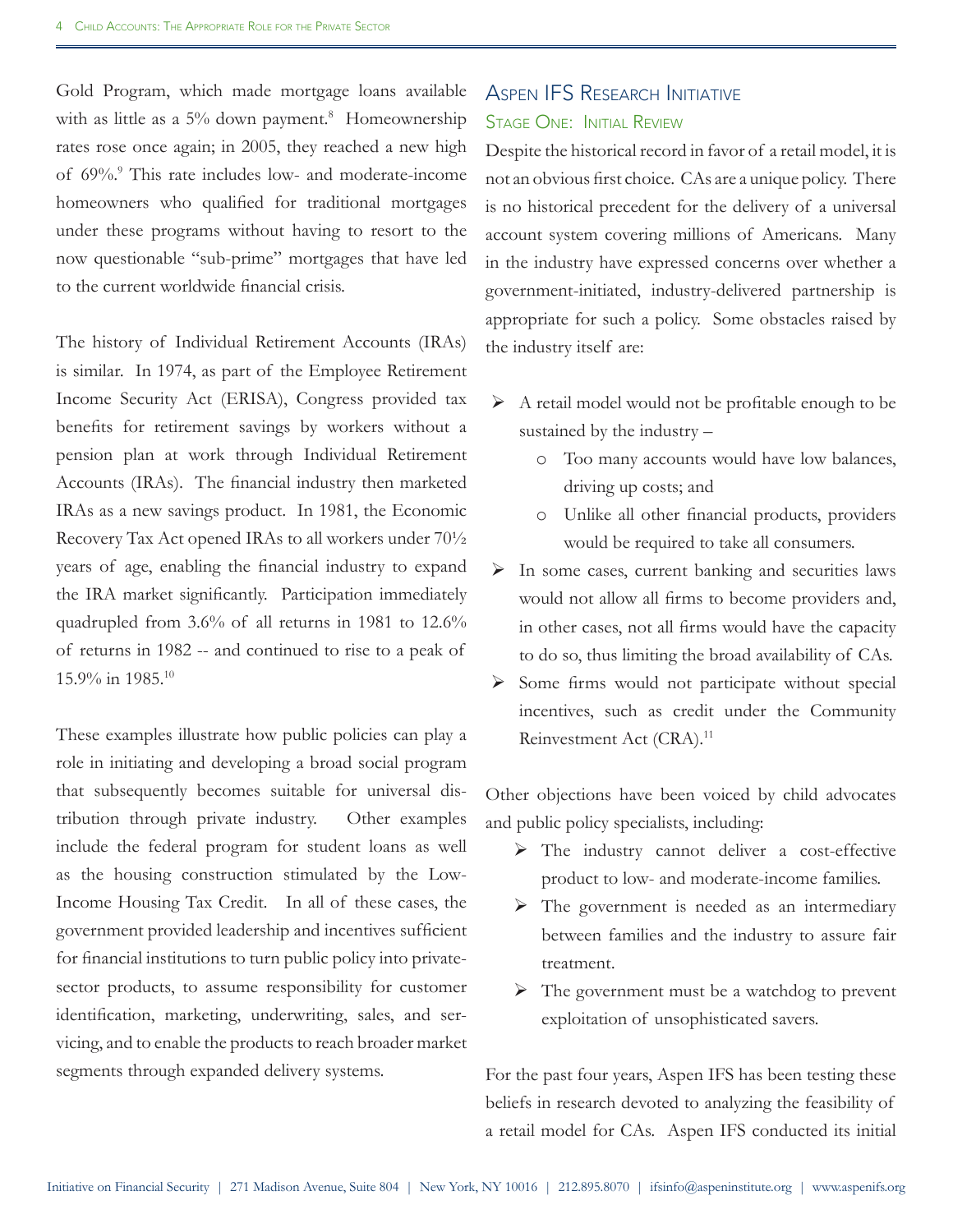Gold Program, which made mortgage loans available with as little as a 5% down payment.[8] Homeownership rates rose once again; in 2005, they reached a new high of 69%.[9] This rate includes low- and moderate-income homeowners who qualified for traditional mortgages under these programs without having to resort to the now questionable "sub-prime" mortgages that have led to the current worldwide financial crisis.

The history of Individual Retirement Accounts (IRAs) is similar. In 1974, as part of the Employee Retirement Income Security Act (ERISA), Congress provided tax benefits for retirement savings by workers without a pension plan at work through Individual Retirement Accounts (IRAs). The financial industry then marketed IRAs as a new savings product. In 1981, the Economic Recovery Tax Act opened IRAs to all workers under 70½ years of age, enabling the financial industry to expand the IRA market significantly. Participation immediately quadrupled from 3.6% of all returns in 1981 to 12.6% of returns in 1982 -- and continued to rise to a peak of 15.9% in 1985.[10]

These examples illustrate how public policies can play a role in initiating and developing a broad social program that subsequently becomes suitable for universal distribution through private industry. Other examples include the federal program for student loans as well as the housing construction stimulated by the Low-Income Housing Tax Credit. In all of these cases, the government provided leadership and incentives sufficient for financial institutions to turn public policy into private-sector products, to assume responsibility for customer identification, marketing, underwriting, sales, and servicing, and to enable the products to reach broader market segments through expanded delivery systems.

## Aspen IFS Research Initiative

### Stage One: Initial Review

Despite the historical record in favor of a retail model, it is not an obvious first choice. CAs are a unique policy. There is no historical precedent for the delivery of a universal account system covering millions of Americans. Many in the industry have expressed concerns over whether a government-initiated, industry-delivered partnership is appropriate for such a policy. Some obstacles raised by the industry itself are:

- A retail model would not be profitable enough to be sustained by the industry –
  - Too many accounts would have low balances, driving up costs; and
  - Unlike all other financial products, providers would be required to take all consumers.
- In some cases, current banking and securities laws would not allow all firms to become providers and, in other cases, not all firms would have the capacity to do so, thus limiting the broad availability of CAs.
- Some firms would not participate without special incentives, such as credit under the Community Reinvestment Act (CRA).[11]

Other objections have been voiced by child advocates and public policy specialists, including:

- The industry cannot deliver a cost-effective product to low- and moderate-income families.
- The government is needed as an intermediary between families and the industry to assure fair treatment.
- The government must be a watchdog to prevent exploitation of unsophisticated savers.

For the past four years, Aspen IFS has been testing these beliefs in research devoted to analyzing the feasibility of a retail model for CAs. Aspen IFS conducted its initial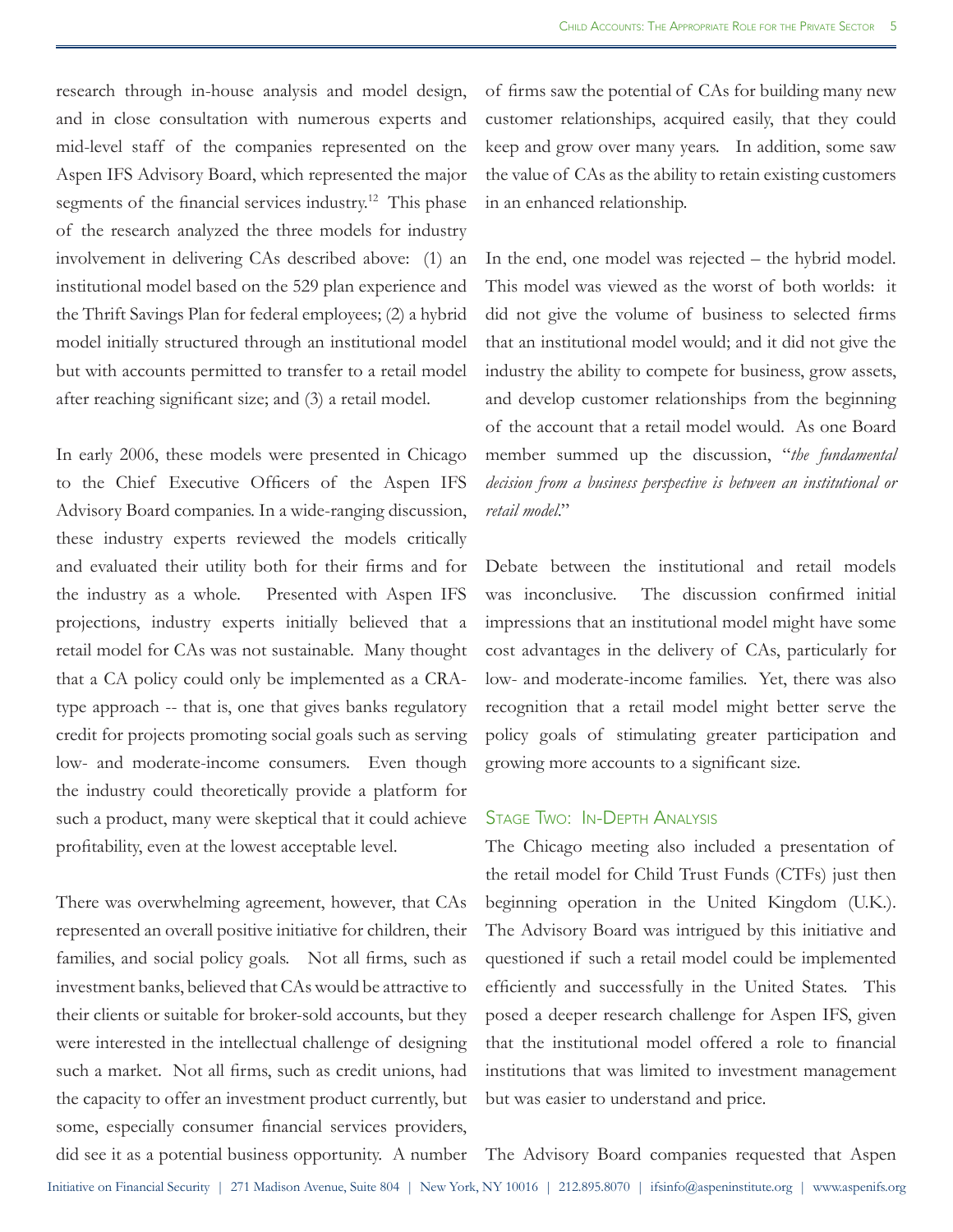research through in-house analysis and model design, and in close consultation with numerous experts and mid-level staff of the companies represented on the Aspen IFS Advisory Board, which represented the major segments of the financial services industry.[12] This phase of the research analyzed the three models for industry involvement in delivering CAs described above: (1) an institutional model based on the 529 plan experience and the Thrift Savings Plan for federal employees; (2) a hybrid model initially structured through an institutional model but with accounts permitted to transfer to a retail model after reaching significant size; and (3) a retail model.

In early 2006, these models were presented in Chicago to the Chief Executive Officers of the Aspen IFS Advisory Board companies. In a wide-ranging discussion, these industry experts reviewed the models critically and evaluated their utility both for their firms and for the industry as a whole. Presented with Aspen IFS projections, industry experts initially believed that a retail model for CAs was not sustainable. Many thought that a CA policy could only be implemented as a CRA-type approach -- that is, one that gives banks regulatory credit for projects promoting social goals such as serving low- and moderate-income consumers. Even though the industry could theoretically provide a platform for such a product, many were skeptical that it could achieve profitability, even at the lowest acceptable level.

There was overwhelming agreement, however, that CAs represented an overall positive initiative for children, their families, and social policy goals. Not all firms, such as investment banks, believed that CAs would be attractive to their clients or suitable for broker-sold accounts, but they were interested in the intellectual challenge of designing such a market. Not all firms, such as credit unions, had the capacity to offer an investment product currently, but some, especially consumer financial services providers, did see it as a potential business opportunity. A number of firms saw the potential of CAs for building many new customer relationships, acquired easily, that they could keep and grow over many years. In addition, some saw the value of CAs as the ability to retain existing customers in an enhanced relationship.

In the end, one model was rejected – the hybrid model. This model was viewed as the worst of both worlds: it did not give the volume of business to selected firms that an institutional model would; and it did not give the industry the ability to compete for business, grow assets, and develop customer relationships from the beginning of the account that a retail model would. As one Board member summed up the discussion, "*the fundamental decision from a business perspective is between an institutional or retail model*."

Debate between the institutional and retail models was inconclusive. The discussion confirmed initial impressions that an institutional model might have some cost advantages in the delivery of CAs, particularly for low- and moderate-income families. Yet, there was also recognition that a retail model might better serve the policy goals of stimulating greater participation and growing more accounts to a significant size.

### Stage Two: In-Depth Analysis

The Chicago meeting also included a presentation of the retail model for Child Trust Funds (CTFs) just then beginning operation in the United Kingdom (U.K.). The Advisory Board was intrigued by this initiative and questioned if such a retail model could be implemented efficiently and successfully in the United States. This posed a deeper research challenge for Aspen IFS, given that the institutional model offered a role to financial institutions that was limited to investment management but was easier to understand and price.

The Advisory Board companies requested that Aspen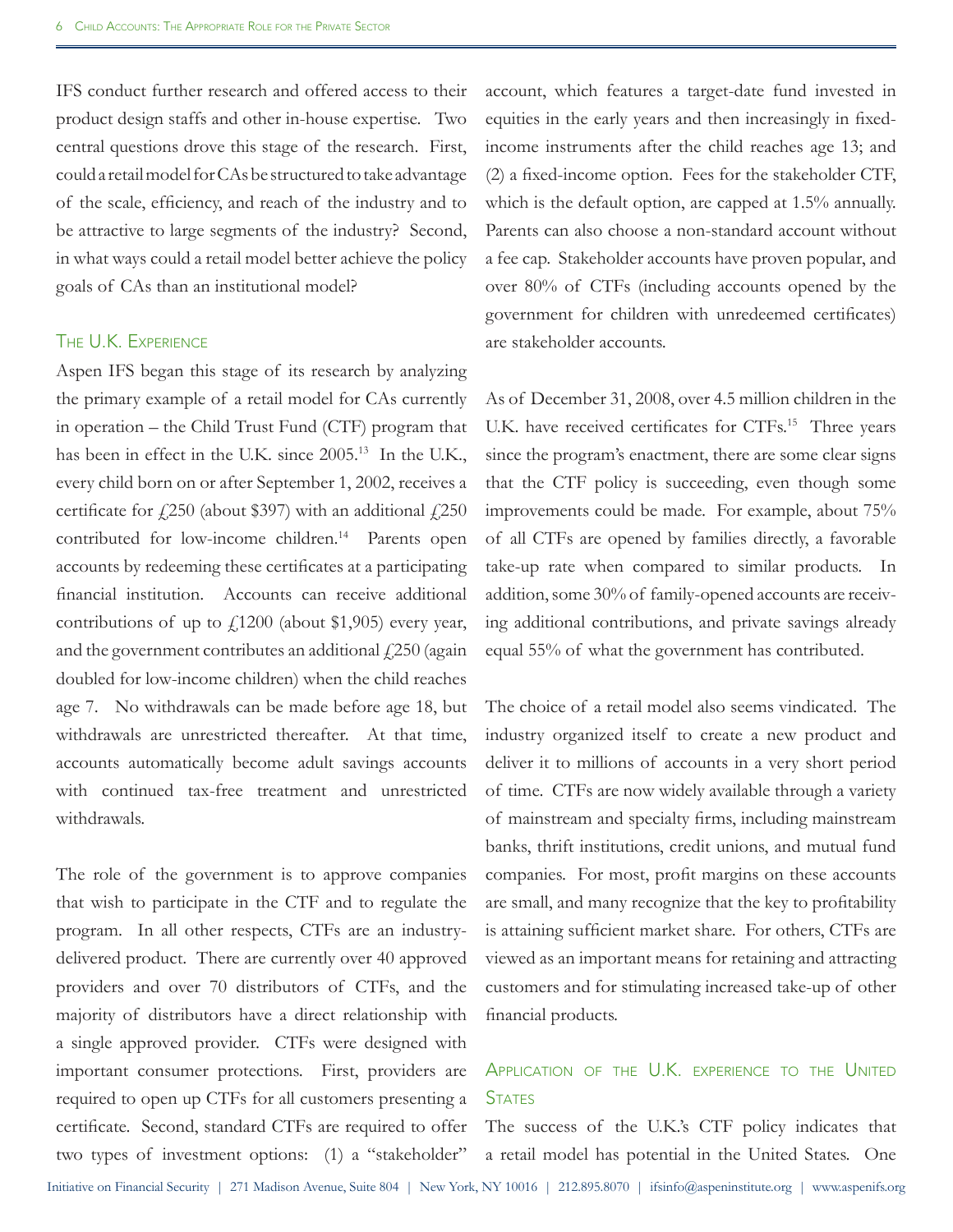IFS conduct further research and offered access to their product design staffs and other in-house expertise. Two central questions drove this stage of the research. First, could a retail model for CAs be structured to take advantage of the scale, efficiency, and reach of the industry and to be attractive to large segments of the industry? Second, in what ways could a retail model better achieve the policy goals of CAs than an institutional model?

## The U.K. Experience

Aspen IFS began this stage of its research by analyzing the primary example of a retail model for CAs currently in operation – the Child Trust Fund (CTF) program that has been in effect in the U.K. since 2005.[13] In the U.K., every child born on or after September 1, 2002, receives a certificate for £250 (about $397) with an additional £250 contributed for low-income children.[14] Parents open accounts by redeeming these certificates at a participating financial institution. Accounts can receive additional contributions of up to £1200 (about $1,905) every year, and the government contributes an additional £250 (again doubled for low-income children) when the child reaches age 7. No withdrawals can be made before age 18, but withdrawals are unrestricted thereafter. At that time, accounts automatically become adult savings accounts with continued tax-free treatment and unrestricted withdrawals.

The role of the government is to approve companies that wish to participate in the CTF and to regulate the program. In all other respects, CTFs are an industry-delivered product. There are currently over 40 approved providers and over 70 distributors of CTFs, and the majority of distributors have a direct relationship with a single approved provider. CTFs were designed with important consumer protections. First, providers are required to open up CTFs for all customers presenting a certificate. Second, standard CTFs are required to offer two types of investment options: (1) a "stakeholder" account, which features a target-date fund invested in equities in the early years and then increasingly in fixed-income instruments after the child reaches age 13; and (2) a fixed-income option. Fees for the stakeholder CTF, which is the default option, are capped at 1.5% annually. Parents can also choose a non-standard account without a fee cap. Stakeholder accounts have proven popular, and over 80% of CTFs (including accounts opened by the government for children with unredeemed certificates) are stakeholder accounts.

As of December 31, 2008, over 4.5 million children in the U.K. have received certificates for CTFs.[15] Three years since the program's enactment, there are some clear signs that the CTF policy is succeeding, even though some improvements could be made. For example, about 75% of all CTFs are opened by families directly, a favorable take-up rate when compared to similar products. In addition, some 30% of family-opened accounts are receiving additional contributions, and private savings already equal 55% of what the government has contributed.

The choice of a retail model also seems vindicated. The industry organized itself to create a new product and deliver it to millions of accounts in a very short period of time. CTFs are now widely available through a variety of mainstream and specialty firms, including mainstream banks, thrift institutions, credit unions, and mutual fund companies. For most, profit margins on these accounts are small, and many recognize that the key to profitability is attaining sufficient market share. For others, CTFs are viewed as an important means for retaining and attracting customers and for stimulating increased take-up of other financial products.

## Application of the U.K. experience to the United States

The success of the U.K.'s CTF policy indicates that a retail model has potential in the United States. One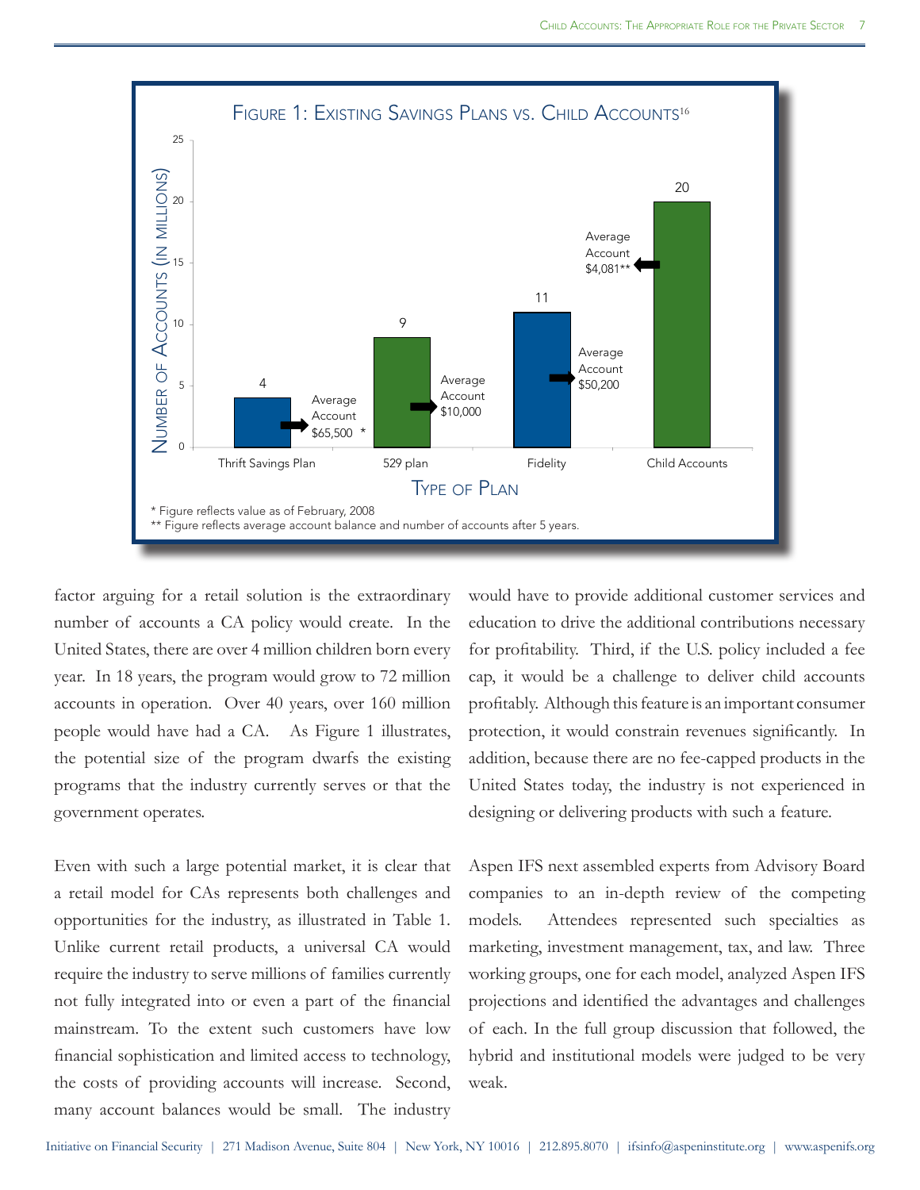## Figure 1: Existing Savings Plans vs. Child Accounts[16]

| Type of Plan | Number of Accounts (in millions) | Average Account |
|---|---|---|
| Thrift Savings Plan | 4 | $65,500 * |
| 529 plan | 9 | $10,000 |
| Fidelity | 11 | $50,200 |
| Child Accounts | 20 | $4,081** |

\* Figure reflects value as of February, 2008
\*\* Figure reflects average account balance and number of accounts after 5 years.

factor arguing for a retail solution is the extraordinary number of accounts a CA policy would create. In the United States, there are over 4 million children born every year. In 18 years, the program would grow to 72 million accounts in operation. Over 40 years, over 160 million people would have had a CA. As Figure 1 illustrates, the potential size of the program dwarfs the existing programs that the industry currently serves or that the government operates.

Even with such a large potential market, it is clear that a retail model for CAs represents both challenges and opportunities for the industry, as illustrated in Table 1. Unlike current retail products, a universal CA would require the industry to serve millions of families currently not fully integrated into or even a part of the financial mainstream. To the extent such customers have low financial sophistication and limited access to technology, the costs of providing accounts will increase. Second, many account balances would be small. The industry would have to provide additional customer services and education to drive the additional contributions necessary for profitability. Third, if the U.S. policy included a fee cap, it would be a challenge to deliver child accounts profitably. Although this feature is an important consumer protection, it would constrain revenues significantly. In addition, because there are no fee-capped products in the United States today, the industry is not experienced in designing or delivering products with such a feature.

Aspen IFS next assembled experts from Advisory Board companies to an in-depth review of the competing models. Attendees represented such specialties as marketing, investment management, tax, and law. Three working groups, one for each model, analyzed Aspen IFS projections and identified the advantages and challenges of each. In the full group discussion that followed, the hybrid and institutional models were judged to be very weak.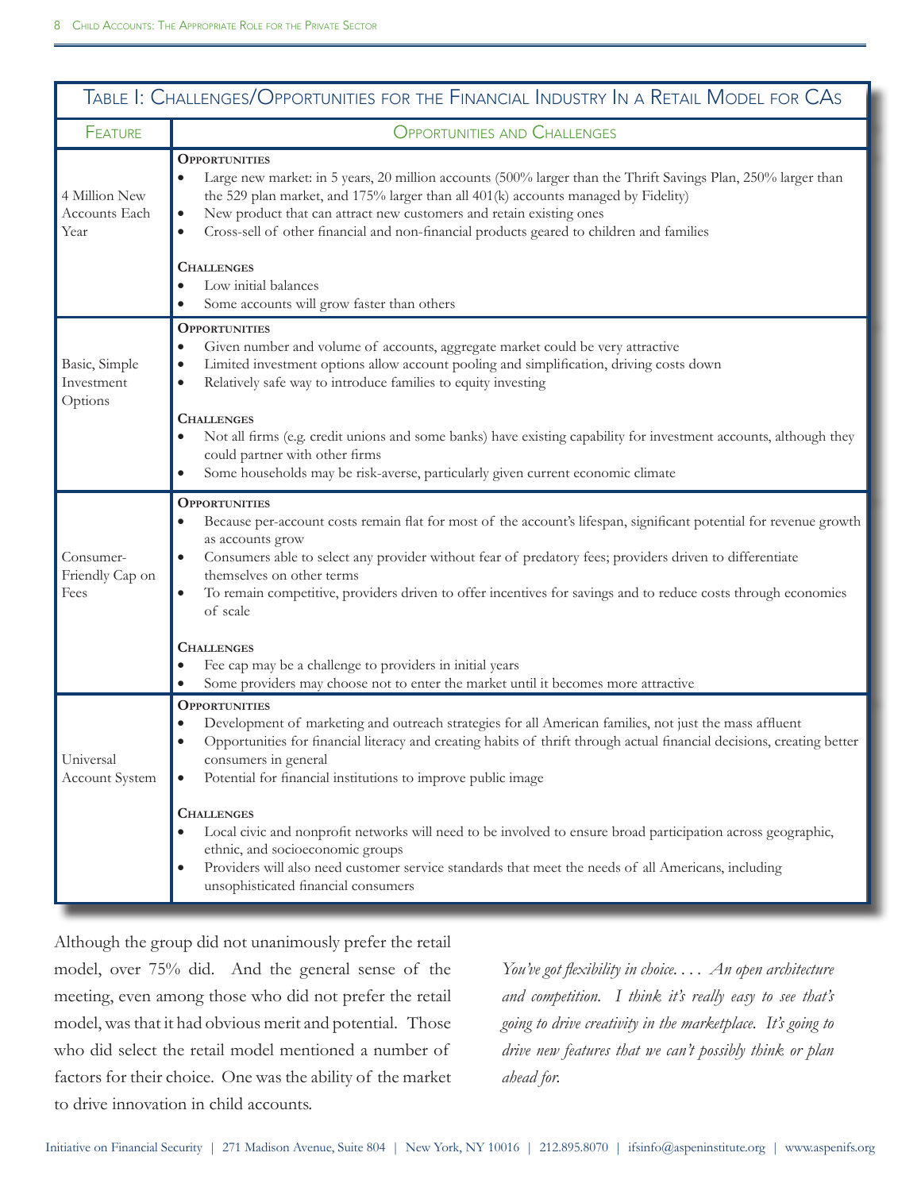| Table I: Challenges/Opportunities for the Financial Industry In a Retail Model for CAs | |
|---|---|
| **Feature** | **Opportunities and Challenges** |
| 4 Million New Accounts Each Year | **Opportunities**<br>• Large new market: in 5 years, 20 million accounts (500% larger than the Thrift Savings Plan, 250% larger than the 529 plan market, and 175% larger than all 401(k) accounts managed by Fidelity)<br>• New product that can attract new customers and retain existing ones<br>• Cross-sell of other financial and non-financial products geared to children and families<br><br>**Challenges**<br>• Low initial balances<br>• Some accounts will grow faster than others |
| Basic, Simple Investment Options | **Opportunities**<br>• Given number and volume of accounts, aggregate market could be very attractive<br>• Limited investment options allow account pooling and simplification, driving costs down<br>• Relatively safe way to introduce families to equity investing<br><br>**Challenges**<br>• Not all firms (e.g. credit unions and some banks) have existing capability for investment accounts, although they could partner with other firms<br>• Some households may be risk-averse, particularly given current economic climate |
| Consumer-Friendly Cap on Fees | **Opportunities**<br>• Because per-account costs remain flat for most of the account's lifespan, significant potential for revenue growth as accounts grow<br>• Consumers able to select any provider without fear of predatory fees; providers driven to differentiate themselves on other terms<br>• To remain competitive, providers driven to offer incentives for savings and to reduce costs through economies of scale<br><br>**Challenges**<br>• Fee cap may be a challenge to providers in initial years<br>• Some providers may choose not to enter the market until it becomes more attractive |
| Universal Account System | **Opportunities**<br>• Development of marketing and outreach strategies for all American families, not just the mass affluent<br>• Opportunities for financial literacy and creating habits of thrift through actual financial decisions, creating better consumers in general<br>• Potential for financial institutions to improve public image<br><br>**Challenges**<br>• Local civic and nonprofit networks will need to be involved to ensure broad participation across geographic, ethnic, and socioeconomic groups<br>• Providers will also need customer service standards that meet the needs of all Americans, including unsophisticated financial consumers |

Although the group did not unanimously prefer the retail model, over 75% did. And the general sense of the meeting, even among those who did not prefer the retail model, was that it had obvious merit and potential. Those who did select the retail model mentioned a number of factors for their choice. One was the ability of the market to drive innovation in child accounts.

*You've got flexibility in choice. . . . An open architecture and competition. I think it's really easy to see that's going to drive creativity in the marketplace. It's going to drive new features that we can't possibly think or plan ahead for.*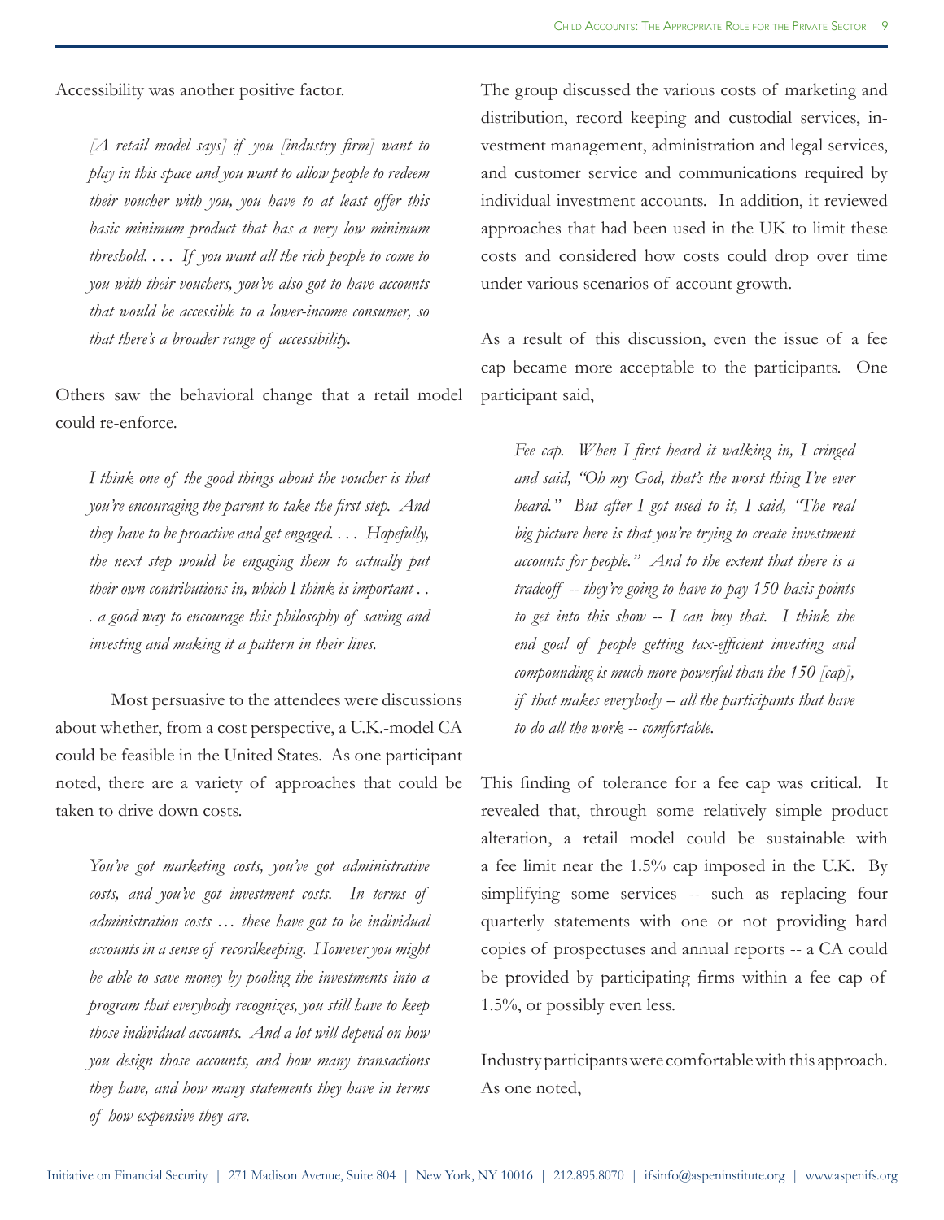Accessibility was another positive factor.

> *[A retail model says] if you [industry firm] want to play in this space and you want to allow people to redeem their voucher with you, you have to at least offer this basic minimum product that has a very low minimum threshold. . . . If you want all the rich people to come to you with their vouchers, you've also got to have accounts that would be accessible to a lower-income consumer, so that there's a broader range of accessibility.*

Others saw the behavioral change that a retail model could re-enforce.

> *I think one of the good things about the voucher is that you're encouraging the parent to take the first step. And they have to be proactive and get engaged. . . . Hopefully, the next step would be engaging them to actually put their own contributions in, which I think is important . . . a good way to encourage this philosophy of saving and investing and making it a pattern in their lives.*

Most persuasive to the attendees were discussions about whether, from a cost perspective, a U.K.-model CA could be feasible in the United States. As one participant noted, there are a variety of approaches that could be taken to drive down costs.

> *You've got marketing costs, you've got administrative costs, and you've got investment costs. In terms of administration costs … these have got to be individual accounts in a sense of recordkeeping. However you might be able to save money by pooling the investments into a program that everybody recognizes, you still have to keep those individual accounts. And a lot will depend on how you design those accounts, and how many transactions they have, and how many statements they have in terms of how expensive they are.*

The group discussed the various costs of marketing and distribution, record keeping and custodial services, investment management, administration and legal services, and customer service and communications required by individual investment accounts. In addition, it reviewed approaches that had been used in the UK to limit these costs and considered how costs could drop over time under various scenarios of account growth.

As a result of this discussion, even the issue of a fee cap became more acceptable to the participants. One participant said,

> *Fee cap. When I first heard it walking in, I cringed and said, "Oh my God, that's the worst thing I've ever heard." But after I got used to it, I said, "The real big picture here is that you're trying to create investment accounts for people." And to the extent that there is a tradeoff -- they're going to have to pay 150 basis points to get into this show -- I can buy that. I think the end goal of people getting tax-efficient investing and compounding is much more powerful than the 150 [cap], if that makes everybody -- all the participants that have to do all the work -- comfortable.*

This finding of tolerance for a fee cap was critical. It revealed that, through some relatively simple product alteration, a retail model could be sustainable with a fee limit near the 1.5% cap imposed in the U.K. By simplifying some services -- such as replacing four quarterly statements with one or not providing hard copies of prospectuses and annual reports -- a CA could be provided by participating firms within a fee cap of 1.5%, or possibly even less.

Industry participants were comfortable with this approach. As one noted,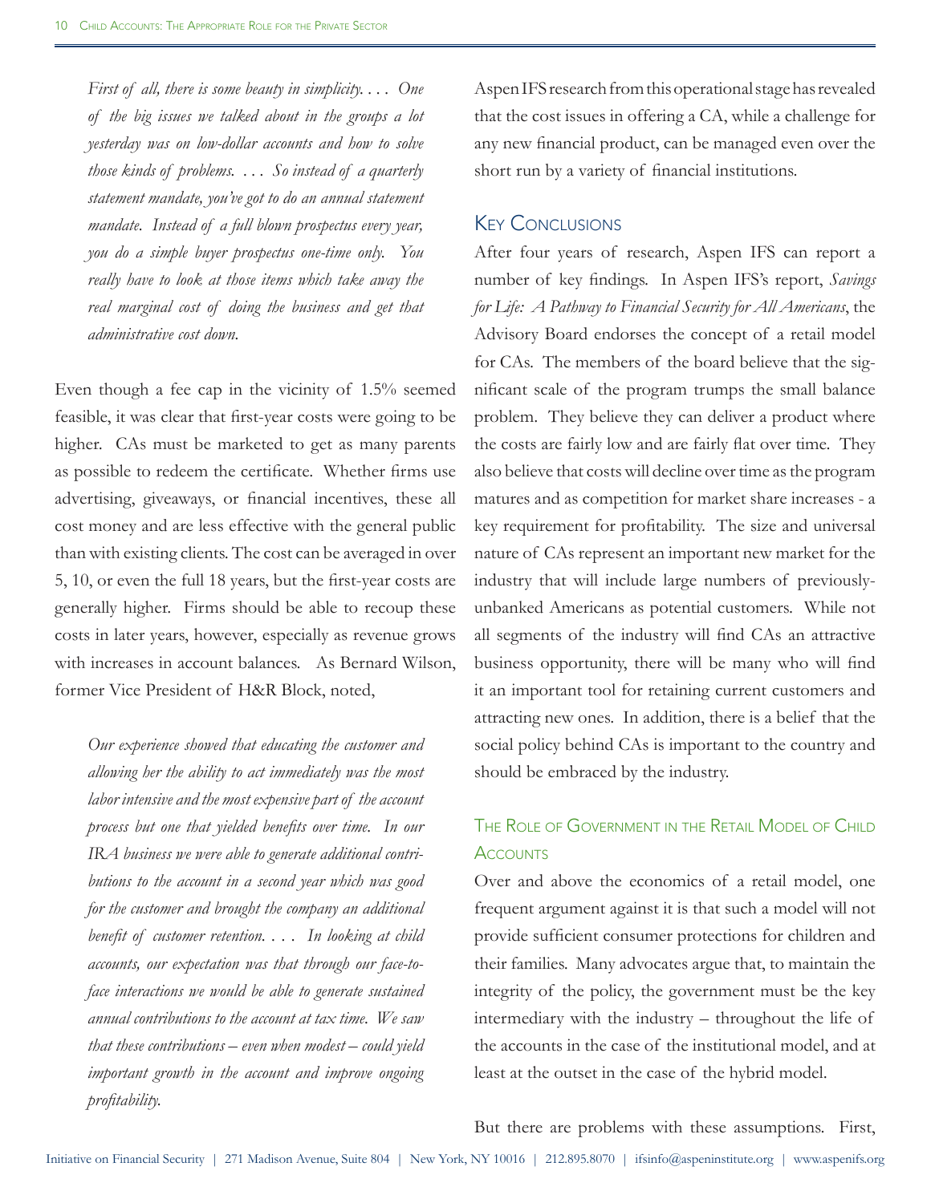> *First of all, there is some beauty in simplicity. . . . One of the big issues we talked about in the groups a lot yesterday was on low-dollar accounts and how to solve those kinds of problems. . . . So instead of a quarterly statement mandate, you've got to do an annual statement mandate. Instead of a full blown prospectus every year, you do a simple buyer prospectus one-time only. You really have to look at those items which take away the real marginal cost of doing the business and get that administrative cost down.*

Even though a fee cap in the vicinity of 1.5% seemed feasible, it was clear that first-year costs were going to be higher. CAs must be marketed to get as many parents as possible to redeem the certificate. Whether firms use advertising, giveaways, or financial incentives, these all cost money and are less effective with the general public than with existing clients. The cost can be averaged in over 5, 10, or even the full 18 years, but the first-year costs are generally higher. Firms should be able to recoup these costs in later years, however, especially as revenue grows with increases in account balances. As Bernard Wilson, former Vice President of H&R Block, noted,

> *Our experience showed that educating the customer and allowing her the ability to act immediately was the most labor intensive and the most expensive part of the account process but one that yielded benefits over time. In our IRA business we were able to generate additional contributions to the account in a second year which was good for the customer and brought the company an additional benefit of customer retention. . . . In looking at child accounts, our expectation was that through our face-to-face interactions we would be able to generate sustained annual contributions to the account at tax time. We saw that these contributions – even when modest – could yield important growth in the account and improve ongoing profitability.*

Aspen IFS research from this operational stage has revealed that the cost issues in offering a CA, while a challenge for any new financial product, can be managed even over the short run by a variety of financial institutions.

## Key Conclusions

After four years of research, Aspen IFS can report a number of key findings. In Aspen IFS's report, *Savings for Life: A Pathway to Financial Security for All Americans*, the Advisory Board endorses the concept of a retail model for CAs. The members of the board believe that the significant scale of the program trumps the small balance problem. They believe they can deliver a product where the costs are fairly low and are fairly flat over time. They also believe that costs will decline over time as the program matures and as competition for market share increases - a key requirement for profitability. The size and universal nature of CAs represent an important new market for the industry that will include large numbers of previously-unbanked Americans as potential customers. While not all segments of the industry will find CAs an attractive business opportunity, there will be many who will find it an important tool for retaining current customers and attracting new ones. In addition, there is a belief that the social policy behind CAs is important to the country and should be embraced by the industry.

### The Role of Government in the Retail Model of Child Accounts

Over and above the economics of a retail model, one frequent argument against it is that such a model will not provide sufficient consumer protections for children and their families. Many advocates argue that, to maintain the integrity of the policy, the government must be the key intermediary with the industry – throughout the life of the accounts in the case of the institutional model, and at least at the outset in the case of the hybrid model.

But there are problems with these assumptions. First,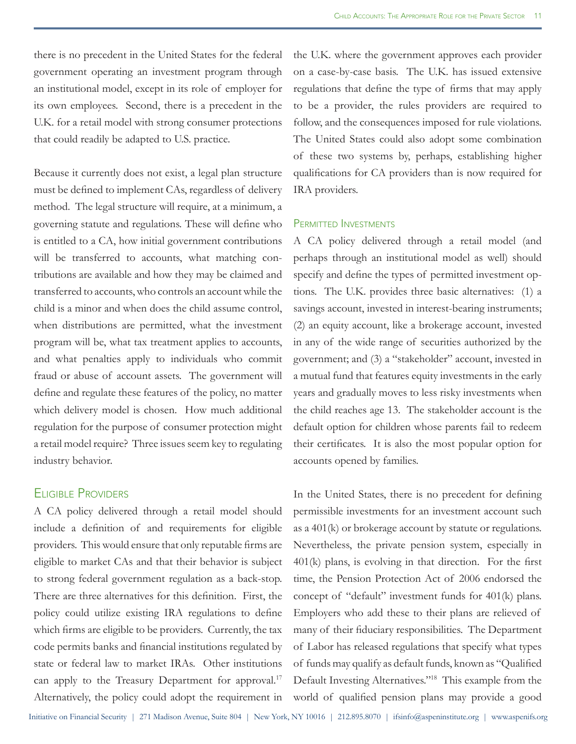there is no precedent in the United States for the federal government operating an investment program through an institutional model, except in its role of employer for its own employees. Second, there is a precedent in the U.K. for a retail model with strong consumer protections that could readily be adapted to U.S. practice.

Because it currently does not exist, a legal plan structure must be defined to implement CAs, regardless of delivery method. The legal structure will require, at a minimum, a governing statute and regulations. These will define who is entitled to a CA, how initial government contributions will be transferred to accounts, what matching contributions are available and how they may be claimed and transferred to accounts, who controls an account while the child is a minor and when does the child assume control, when distributions are permitted, what the investment program will be, what tax treatment applies to accounts, and what penalties apply to individuals who commit fraud or abuse of account assets. The government will define and regulate these features of the policy, no matter which delivery model is chosen. How much additional regulation for the purpose of consumer protection might a retail model require? Three issues seem key to regulating industry behavior.

## Eligible Providers

A CA policy delivered through a retail model should include a definition of and requirements for eligible providers. This would ensure that only reputable firms are eligible to market CAs and that their behavior is subject to strong federal government regulation as a back-stop. There are three alternatives for this definition. First, the policy could utilize existing IRA regulations to define which firms are eligible to be providers. Currently, the tax code permits banks and financial institutions regulated by state or federal law to market IRAs. Other institutions can apply to the Treasury Department for approval.[17] Alternatively, the policy could adopt the requirement in the U.K. where the government approves each provider on a case-by-case basis. The U.K. has issued extensive regulations that define the type of firms that may apply to be a provider, the rules providers are required to follow, and the consequences imposed for rule violations. The United States could also adopt some combination of these two systems by, perhaps, establishing higher qualifications for CA providers than is now required for IRA providers.

## Permitted Investments

A CA policy delivered through a retail model (and perhaps through an institutional model as well) should specify and define the types of permitted investment options. The U.K. provides three basic alternatives: (1) a savings account, invested in interest-bearing instruments; (2) an equity account, like a brokerage account, invested in any of the wide range of securities authorized by the government; and (3) a "stakeholder" account, invested in a mutual fund that features equity investments in the early years and gradually moves to less risky investments when the child reaches age 13. The stakeholder account is the default option for children whose parents fail to redeem their certificates. It is also the most popular option for accounts opened by families.

In the United States, there is no precedent for defining permissible investments for an investment account such as a 401(k) or brokerage account by statute or regulations. Nevertheless, the private pension system, especially in 401(k) plans, is evolving in that direction. For the first time, the Pension Protection Act of 2006 endorsed the concept of "default" investment funds for 401(k) plans. Employers who add these to their plans are relieved of many of their fiduciary responsibilities. The Department of Labor has released regulations that specify what types of funds may qualify as default funds, known as "Qualified Default Investing Alternatives."[18] This example from the world of qualified pension plans may provide a good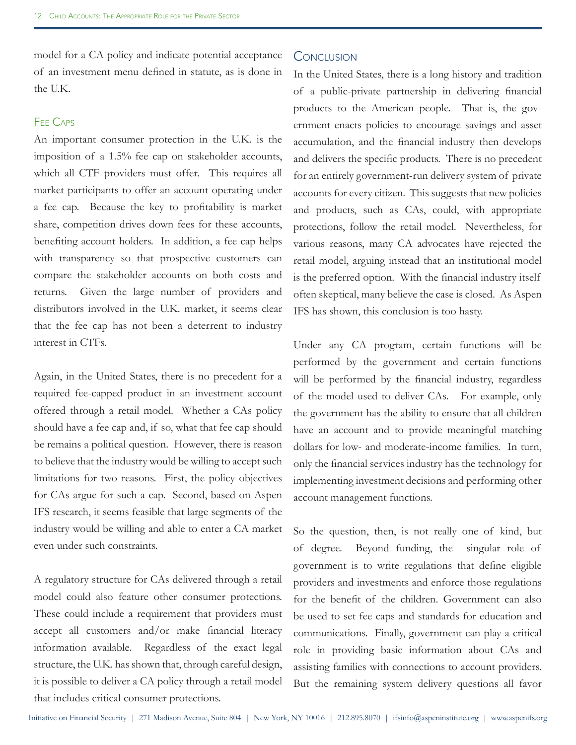model for a CA policy and indicate potential acceptance of an investment menu defined in statute, as is done in the U.K.

## Fee Caps

An important consumer protection in the U.K. is the imposition of a 1.5% fee cap on stakeholder accounts, which all CTF providers must offer. This requires all market participants to offer an account operating under a fee cap. Because the key to profitability is market share, competition drives down fees for these accounts, benefiting account holders. In addition, a fee cap helps with transparency so that prospective customers can compare the stakeholder accounts on both costs and returns. Given the large number of providers and distributors involved in the U.K. market, it seems clear that the fee cap has not been a deterrent to industry interest in CTFs.

Again, in the United States, there is no precedent for a required fee-capped product in an investment account offered through a retail model. Whether a CAs policy should have a fee cap and, if so, what that fee cap should be remains a political question. However, there is reason to believe that the industry would be willing to accept such limitations for two reasons. First, the policy objectives for CAs argue for such a cap. Second, based on Aspen IFS research, it seems feasible that large segments of the industry would be willing and able to enter a CA market even under such constraints.

A regulatory structure for CAs delivered through a retail model could also feature other consumer protections. These could include a requirement that providers must accept all customers and/or make financial literacy information available. Regardless of the exact legal structure, the U.K. has shown that, through careful design, it is possible to deliver a CA policy through a retail model that includes critical consumer protections.

## Conclusion

In the United States, there is a long history and tradition of a public-private partnership in delivering financial products to the American people. That is, the government enacts policies to encourage savings and asset accumulation, and the financial industry then develops and delivers the specific products. There is no precedent for an entirely government-run delivery system of private accounts for every citizen. This suggests that new policies and products, such as CAs, could, with appropriate protections, follow the retail model. Nevertheless, for various reasons, many CA advocates have rejected the retail model, arguing instead that an institutional model is the preferred option. With the financial industry itself often skeptical, many believe the case is closed. As Aspen IFS has shown, this conclusion is too hasty.

Under any CA program, certain functions will be performed by the government and certain functions will be performed by the financial industry, regardless of the model used to deliver CAs. For example, only the government has the ability to ensure that all children have an account and to provide meaningful matching dollars for low- and moderate-income families. In turn, only the financial services industry has the technology for implementing investment decisions and performing other account management functions.

So the question, then, is not really one of kind, but of degree. Beyond funding, the singular role of government is to write regulations that define eligible providers and investments and enforce those regulations for the benefit of the children. Government can also be used to set fee caps and standards for education and communications. Finally, government can play a critical role in providing basic information about CAs and assisting families with connections to account providers. But the remaining system delivery questions all favor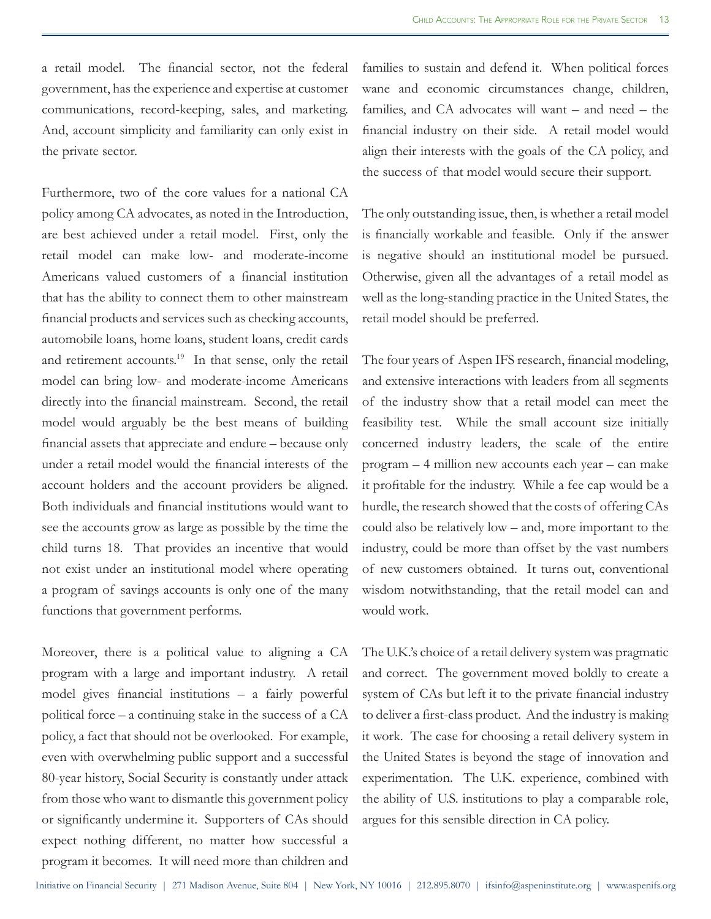a retail model. The financial sector, not the federal government, has the experience and expertise at customer communications, record-keeping, sales, and marketing. And, account simplicity and familiarity can only exist in the private sector.

Furthermore, two of the core values for a national CA policy among CA advocates, as noted in the Introduction, are best achieved under a retail model. First, only the retail model can make low- and moderate-income Americans valued customers of a financial institution that has the ability to connect them to other mainstream financial products and services such as checking accounts, automobile loans, home loans, student loans, credit cards and retirement accounts.[19] In that sense, only the retail model can bring low- and moderate-income Americans directly into the financial mainstream. Second, the retail model would arguably be the best means of building financial assets that appreciate and endure – because only under a retail model would the financial interests of the account holders and the account providers be aligned. Both individuals and financial institutions would want to see the accounts grow as large as possible by the time the child turns 18. That provides an incentive that would not exist under an institutional model where operating a program of savings accounts is only one of the many functions that government performs.

Moreover, there is a political value to aligning a CA program with a large and important industry. A retail model gives financial institutions – a fairly powerful political force – a continuing stake in the success of a CA policy, a fact that should not be overlooked. For example, even with overwhelming public support and a successful 80-year history, Social Security is constantly under attack from those who want to dismantle this government policy or significantly undermine it. Supporters of CAs should expect nothing different, no matter how successful a program it becomes. It will need more than children and families to sustain and defend it. When political forces wane and economic circumstances change, children, families, and CA advocates will want – and need – the financial industry on their side. A retail model would align their interests with the goals of the CA policy, and the success of that model would secure their support.

The only outstanding issue, then, is whether a retail model is financially workable and feasible. Only if the answer is negative should an institutional model be pursued. Otherwise, given all the advantages of a retail model as well as the long-standing practice in the United States, the retail model should be preferred.

The four years of Aspen IFS research, financial modeling, and extensive interactions with leaders from all segments of the industry show that a retail model can meet the feasibility test. While the small account size initially concerned industry leaders, the scale of the entire program – 4 million new accounts each year – can make it profitable for the industry. While a fee cap would be a hurdle, the research showed that the costs of offering CAs could also be relatively low – and, more important to the industry, could be more than offset by the vast numbers of new customers obtained. It turns out, conventional wisdom notwithstanding, that the retail model can and would work.

The U.K.'s choice of a retail delivery system was pragmatic and correct. The government moved boldly to create a system of CAs but left it to the private financial industry to deliver a first-class product. And the industry is making it work. The case for choosing a retail delivery system in the United States is beyond the stage of innovation and experimentation. The U.K. experience, combined with the ability of U.S. institutions to play a comparable role, argues for this sensible direction in CA policy.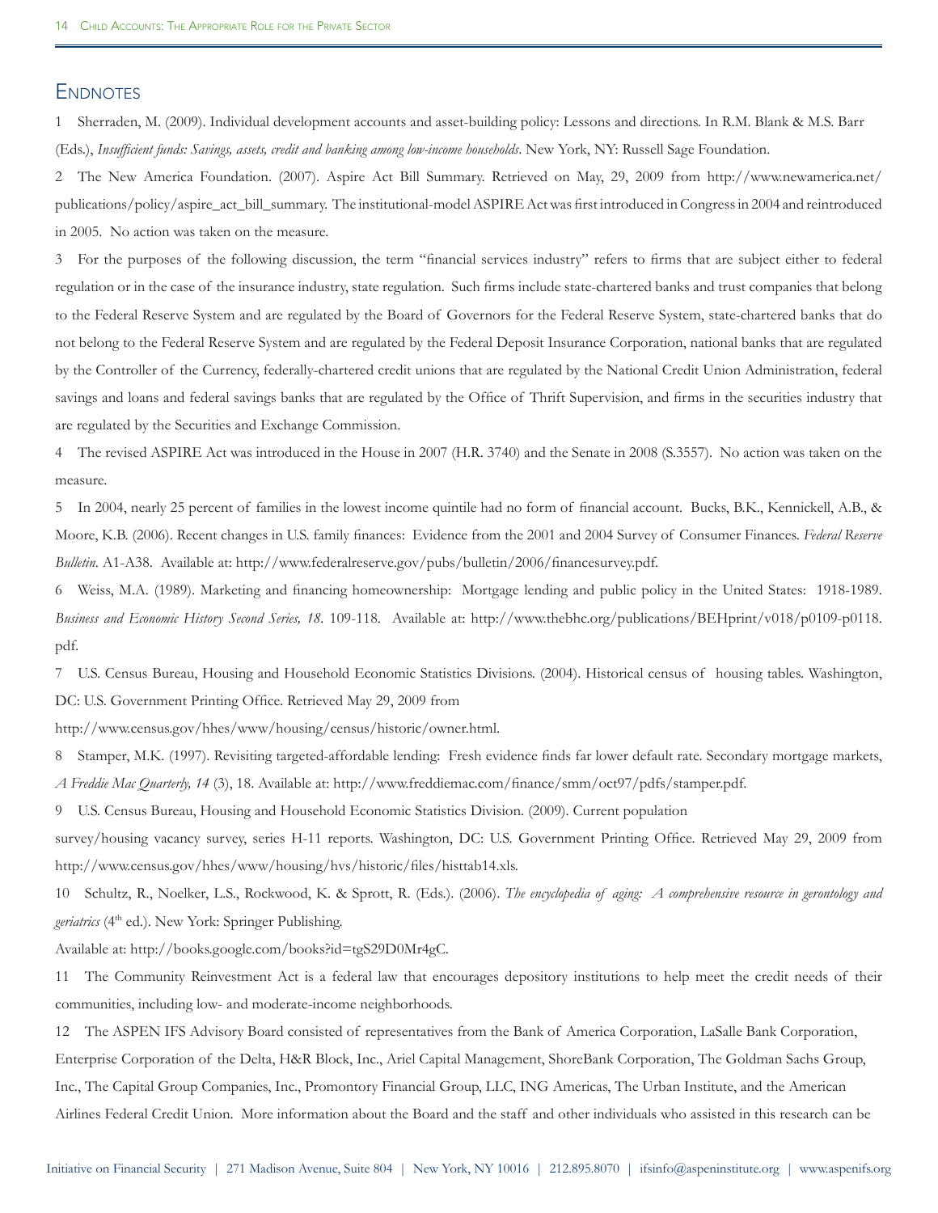## Endnotes

1 Sherraden, M. (2009). Individual development accounts and asset-building policy: Lessons and directions. In R.M. Blank & M.S. Barr (Eds.), *Insufficient funds: Savings, assets, credit and banking among low-income households*. New York, NY: Russell Sage Foundation.

2 The New America Foundation. (2007). Aspire Act Bill Summary. Retrieved on May, 29, 2009 from http://www.newamerica.net/publications/policy/aspire_act_bill_summary. The institutional-model ASPIRE Act was first introduced in Congress in 2004 and reintroduced in 2005. No action was taken on the measure.

3 For the purposes of the following discussion, the term "financial services industry" refers to firms that are subject either to federal regulation or in the case of the insurance industry, state regulation. Such firms include state-chartered banks and trust companies that belong to the Federal Reserve System and are regulated by the Board of Governors for the Federal Reserve System, state-chartered banks that do not belong to the Federal Reserve System and are regulated by the Federal Deposit Insurance Corporation, national banks that are regulated by the Controller of the Currency, federally-chartered credit unions that are regulated by the National Credit Union Administration, federal savings and loans and federal savings banks that are regulated by the Office of Thrift Supervision, and firms in the securities industry that are regulated by the Securities and Exchange Commission.

4 The revised ASPIRE Act was introduced in the House in 2007 (H.R. 3740) and the Senate in 2008 (S.3557). No action was taken on the measure.

5 In 2004, nearly 25 percent of families in the lowest income quintile had no form of financial account. Bucks, B.K., Kennickell, A.B., & Moore, K.B. (2006). Recent changes in U.S. family finances: Evidence from the 2001 and 2004 Survey of Consumer Finances. *Federal Reserve Bulletin*. A1-A38. Available at: http://www.federalreserve.gov/pubs/bulletin/2006/financesurvey.pdf.

6 Weiss, M.A. (1989). Marketing and financing homeownership: Mortgage lending and public policy in the United States: 1918-1989. *Business and Economic History Second Series, 18*. 109-118. Available at: http://www.thebhc.org/publications/BEHprint/v018/p0109-p0118.pdf.

7 U.S. Census Bureau, Housing and Household Economic Statistics Divisions. (2004). Historical census of housing tables. Washington, DC: U.S. Government Printing Office. Retrieved May 29, 2009 from http://www.census.gov/hhes/www/housing/census/historic/owner.html.

8 Stamper, M.K. (1997). Revisiting targeted-affordable lending: Fresh evidence finds far lower default rate. Secondary mortgage markets, *A Freddie Mac Quarterly, 14* (3), 18. Available at: http://www.freddiemac.com/finance/smm/oct97/pdfs/stamper.pdf.

9 U.S. Census Bureau, Housing and Household Economic Statistics Division. (2009). Current population survey/housing vacancy survey, series H-11 reports. Washington, DC: U.S. Government Printing Office. Retrieved May 29, 2009 from http://www.census.gov/hhes/www/housing/hvs/historic/files/histtab14.xls.

10 Schultz, R., Noelker, L.S., Rockwood, K. & Sprott, R. (Eds.). (2006). *The encyclopedia of aging: A comprehensive resource in gerontology and geriatrics* (4th ed.). New York: Springer Publishing.
Available at: http://books.google.com/books?id=tgS29D0Mr4gC.

11 The Community Reinvestment Act is a federal law that encourages depository institutions to help meet the credit needs of their communities, including low- and moderate-income neighborhoods.

12 The ASPEN IFS Advisory Board consisted of representatives from the Bank of America Corporation, LaSalle Bank Corporation, Enterprise Corporation of the Delta, H&R Block, Inc., Ariel Capital Management, ShoreBank Corporation, The Goldman Sachs Group, Inc., The Capital Group Companies, Inc., Promontory Financial Group, LLC, ING Americas, The Urban Institute, and the American Airlines Federal Credit Union. More information about the Board and the staff and other individuals who assisted in this research can be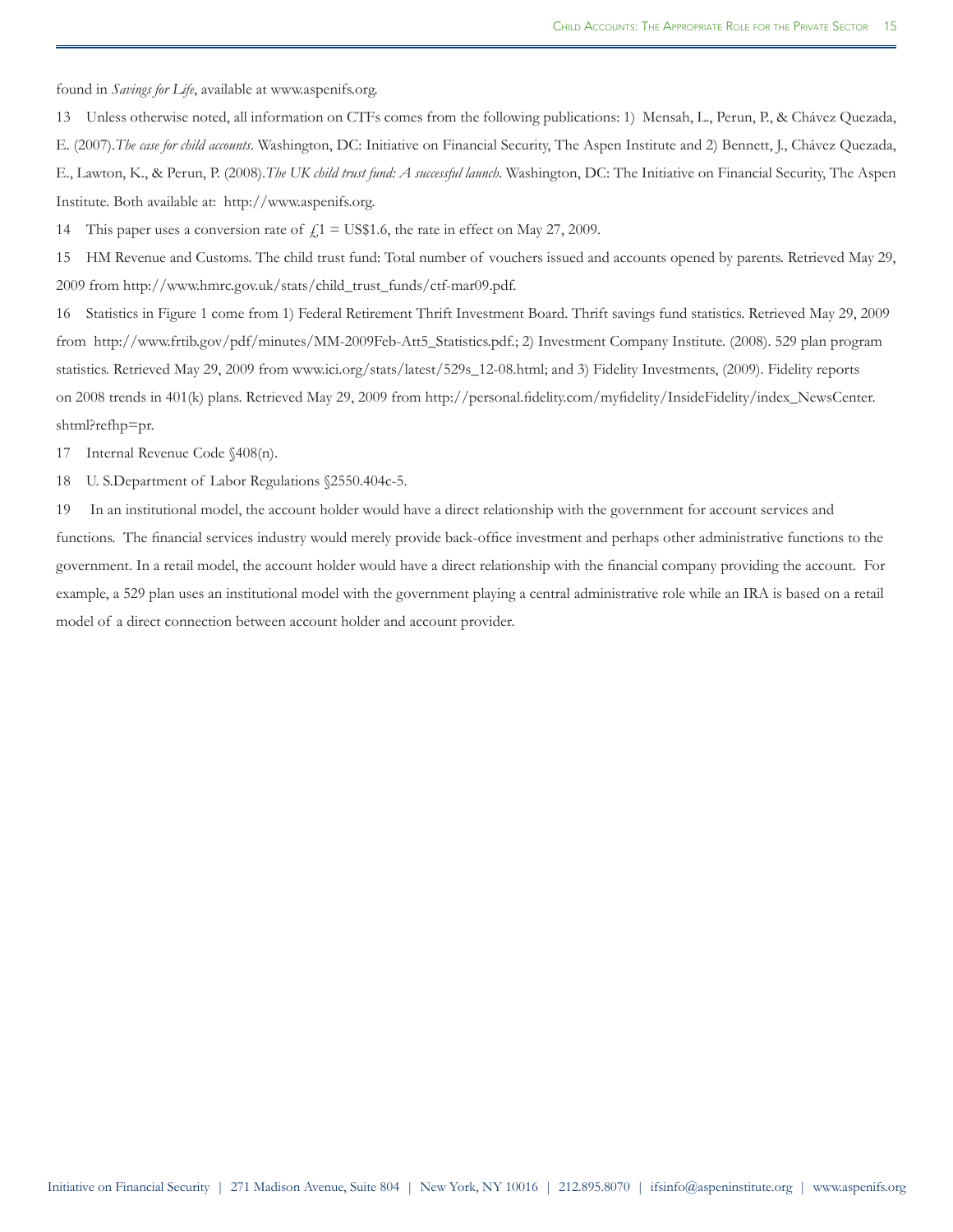found in *Savings for Life*, available at www.aspenifs.org.

13 Unless otherwise noted, all information on CTFs comes from the following publications: 1) Mensah, L., Perun, P., & Chávez Quezada, E. (2007).*The case for child accounts*. Washington, DC: Initiative on Financial Security, The Aspen Institute and 2) Bennett, J., Chávez Quezada, E., Lawton, K., & Perun, P. (2008).*The UK child trust fund: A successful launch*. Washington, DC: The Initiative on Financial Security, The Aspen Institute. Both available at: http://www.aspenifs.org.

14 This paper uses a conversion rate of £1 = US$1.6, the rate in effect on May 27, 2009.

15 HM Revenue and Customs. The child trust fund: Total number of vouchers issued and accounts opened by parents. Retrieved May 29, 2009 from http://www.hmrc.gov.uk/stats/child_trust_funds/ctf-mar09.pdf.

16 Statistics in Figure 1 come from 1) Federal Retirement Thrift Investment Board. Thrift savings fund statistics. Retrieved May 29, 2009 from http://www.frtib.gov/pdf/minutes/MM-2009Feb-Att5_Statistics.pdf.; 2) Investment Company Institute. (2008). 529 plan program statistics. Retrieved May 29, 2009 from www.ici.org/stats/latest/529s_12-08.html; and 3) Fidelity Investments, (2009). Fidelity reports on 2008 trends in 401(k) plans. Retrieved May 29, 2009 from http://personal.fidelity.com/myfidelity/InsideFidelity/index_NewsCenter.shtml?refhp=pr.

17 Internal Revenue Code §408(n).

18 U. S.Department of Labor Regulations §2550.404c-5.

19 In an institutional model, the account holder would have a direct relationship with the government for account services and functions. The financial services industry would merely provide back-office investment and perhaps other administrative functions to the government. In a retail model, the account holder would have a direct relationship with the financial company providing the account. For example, a 529 plan uses an institutional model with the government playing a central administrative role while an IRA is based on a retail model of a direct connection between account holder and account provider.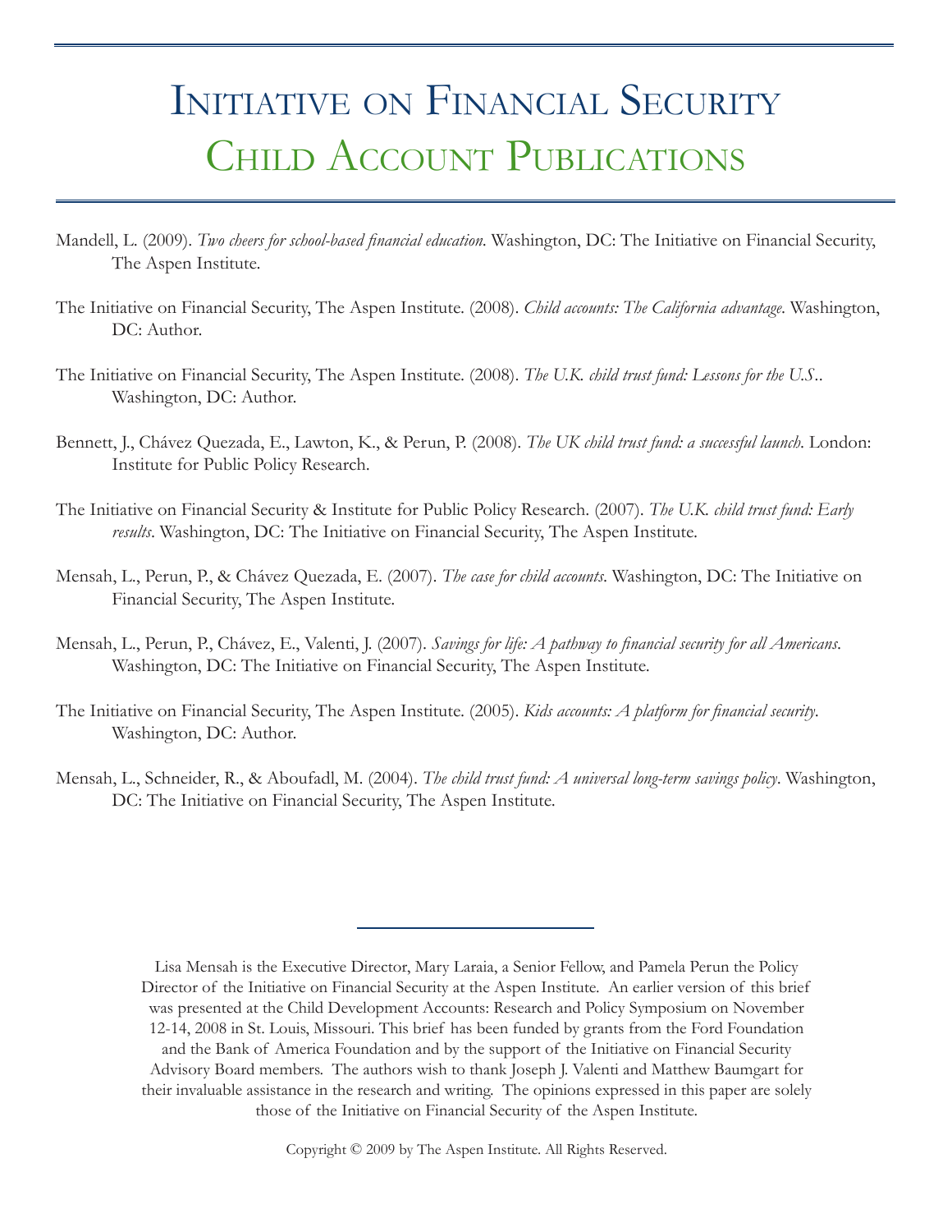# Initiative on Financial Security

## Child Account Publications

Mandell, L. (2009). *Two cheers for school-based financial education*. Washington, DC: The Initiative on Financial Security, The Aspen Institute.

The Initiative on Financial Security, The Aspen Institute. (2008). *Child accounts: The California advantage*. Washington, DC: Author.

The Initiative on Financial Security, The Aspen Institute. (2008). *The U.K. child trust fund: Lessons for the U.S.*. Washington, DC: Author.

Bennett, J., Chávez Quezada, E., Lawton, K., & Perun, P. (2008). *The UK child trust fund: a successful launch*. London: Institute for Public Policy Research.

The Initiative on Financial Security & Institute for Public Policy Research. (2007). *The U.K. child trust fund: Early results*. Washington, DC: The Initiative on Financial Security, The Aspen Institute.

Mensah, L., Perun, P., & Chávez Quezada, E. (2007). *The case for child accounts*. Washington, DC: The Initiative on Financial Security, The Aspen Institute.

Mensah, L., Perun, P., Chávez, E., Valenti, J. (2007). *Savings for life: A pathway to financial security for all Americans*. Washington, DC: The Initiative on Financial Security, The Aspen Institute.

The Initiative on Financial Security, The Aspen Institute. (2005). *Kids accounts: A platform for financial security*. Washington, DC: Author.

Mensah, L., Schneider, R., & Aboufadl, M. (2004). *The child trust fund: A universal long-term savings policy*. Washington, DC: The Initiative on Financial Security, The Aspen Institute.

---

Lisa Mensah is the Executive Director, Mary Laraia, a Senior Fellow, and Pamela Perun the Policy Director of the Initiative on Financial Security at the Aspen Institute. An earlier version of this brief was presented at the Child Development Accounts: Research and Policy Symposium on November 12-14, 2008 in St. Louis, Missouri. This brief has been funded by grants from the Ford Foundation and the Bank of America Foundation and by the support of the Initiative on Financial Security Advisory Board members. The authors wish to thank Joseph J. Valenti and Matthew Baumgart for their invaluable assistance in the research and writing. The opinions expressed in this paper are solely those of the Initiative on Financial Security of the Aspen Institute.

Copyright © 2009 by The Aspen Institute. All Rights Reserved.